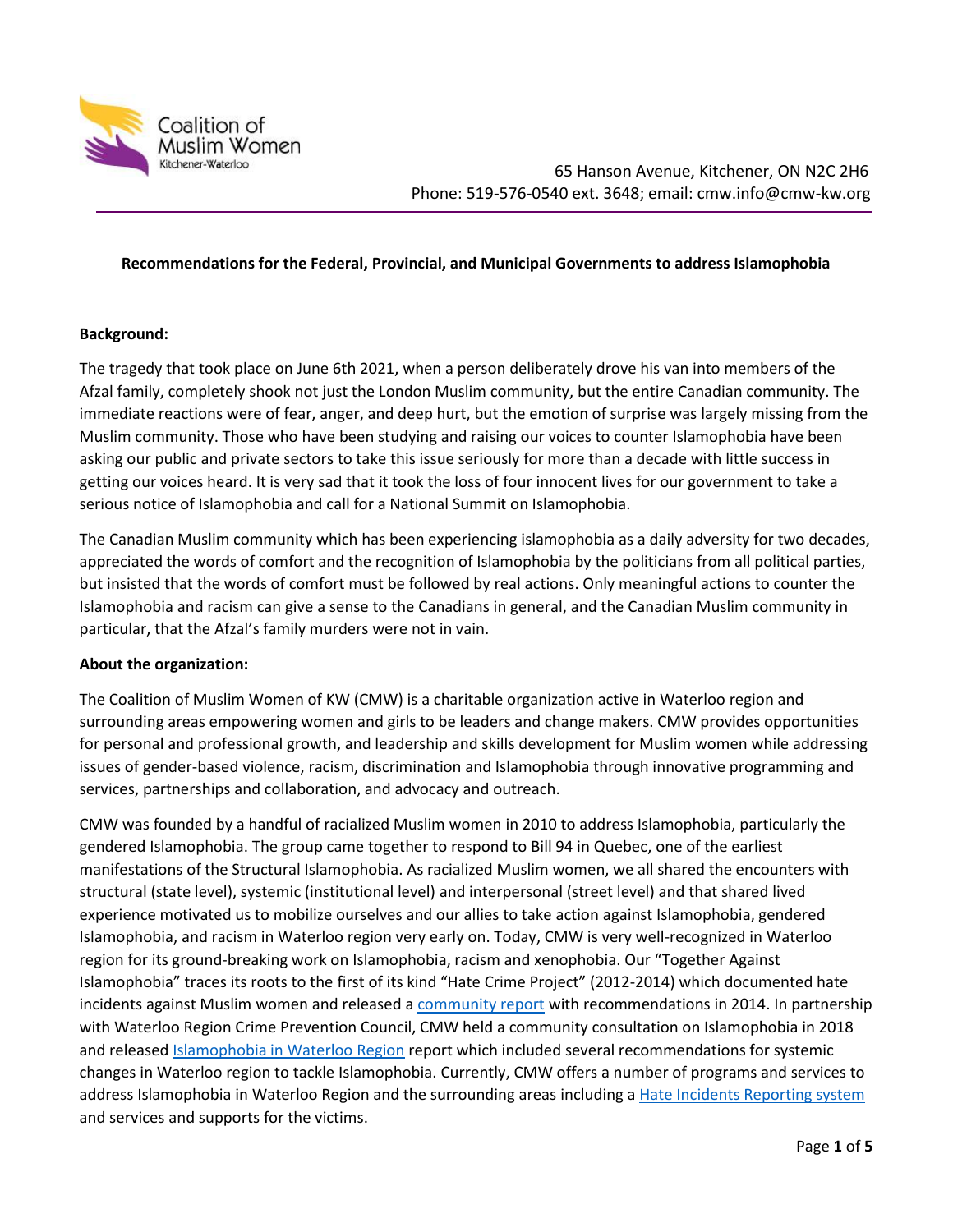Coalition of Muslim Women Kitchener-Waterloo

65 Hanson Avenue, Kitchener, ON N2C 2H6
Phone: 519-576-0540 ext. 3648; email: cmw.info@cmw-kw.org

## Recommendations for the Federal, Provincial, and Municipal Governments to address Islamophobia

**Background:**

The tragedy that took place on June 6th 2021, when a person deliberately drove his van into members of the Afzal family, completely shook not just the London Muslim community, but the entire Canadian community. The immediate reactions were of fear, anger, and deep hurt, but the emotion of surprise was largely missing from the Muslim community. Those who have been studying and raising our voices to counter Islamophobia have been asking our public and private sectors to take this issue seriously for more than a decade with little success in getting our voices heard. It is very sad that it took the loss of four innocent lives for our government to take a serious notice of Islamophobia and call for a National Summit on Islamophobia.

The Canadian Muslim community which has been experiencing islamophobia as a daily adversity for two decades, appreciated the words of comfort and the recognition of Islamophobia by the politicians from all political parties, but insisted that the words of comfort must be followed by real actions. Only meaningful actions to counter the Islamophobia and racism can give a sense to the Canadians in general, and the Canadian Muslim community in particular, that the Afzal's family murders were not in vain.

**About the organization:**

The Coalition of Muslim Women of KW (CMW) is a charitable organization active in Waterloo region and surrounding areas empowering women and girls to be leaders and change makers. CMW provides opportunities for personal and professional growth, and leadership and skills development for Muslim women while addressing issues of gender-based violence, racism, discrimination and Islamophobia through innovative programming and services, partnerships and collaboration, and advocacy and outreach.

CMW was founded by a handful of racialized Muslim women in 2010 to address Islamophobia, particularly the gendered Islamophobia. The group came together to respond to Bill 94 in Quebec, one of the earliest manifestations of the Structural Islamophobia. As racialized Muslim women, we all shared the encounters with structural (state level), systemic (institutional level) and interpersonal (street level) and that shared lived experience motivated us to mobilize ourselves and our allies to take action against Islamophobia, gendered Islamophobia, and racism in Waterloo region very early on. Today, CMW is very well-recognized in Waterloo region for its ground-breaking work on Islamophobia, racism and xenophobia. Our "Together Against Islamophobia" traces its roots to the first of its kind "Hate Crime Project" (2012-2014) which documented hate incidents against Muslim women and released a community report with recommendations in 2014. In partnership with Waterloo Region Crime Prevention Council, CMW held a community consultation on Islamophobia in 2018 and released Islamophobia in Waterloo Region report which included several recommendations for systemic changes in Waterloo region to tackle Islamophobia. Currently, CMW offers a number of programs and services to address Islamophobia in Waterloo Region and the surrounding areas including a Hate Incidents Reporting system and services and supports for the victims.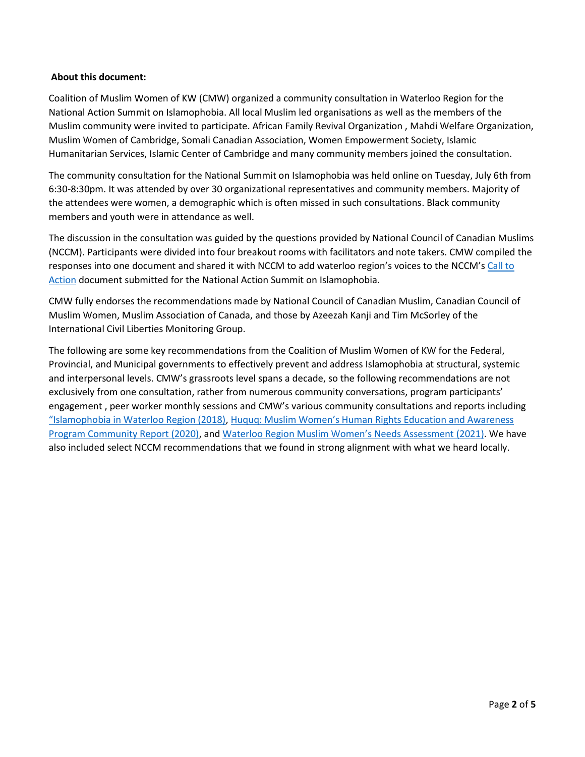**About this document:**

Coalition of Muslim Women of KW (CMW) organized a community consultation in Waterloo Region for the National Action Summit on Islamophobia. All local Muslim led organisations as well as the members of the Muslim community were invited to participate. African Family Revival Organization , Mahdi Welfare Organization, Muslim Women of Cambridge, Somali Canadian Association, Women Empowerment Society, Islamic Humanitarian Services, Islamic Center of Cambridge and many community members joined the consultation.

The community consultation for the National Summit on Islamophobia was held online on Tuesday, July 6th from 6:30-8:30pm. It was attended by over 30 organizational representatives and community members. Majority of the attendees were women, a demographic which is often missed in such consultations. Black community members and youth were in attendance as well.

The discussion in the consultation was guided by the questions provided by National Council of Canadian Muslims (NCCM). Participants were divided into four breakout rooms with facilitators and note takers. CMW compiled the responses into one document and shared it with NCCM to add waterloo region's voices to the NCCM's Call to Action document submitted for the National Action Summit on Islamophobia.

CMW fully endorses the recommendations made by National Council of Canadian Muslim, Canadian Council of Muslim Women, Muslim Association of Canada, and those by Azeezah Kanji and Tim McSorley of the International Civil Liberties Monitoring Group.

The following are some key recommendations from the Coalition of Muslim Women of KW for the Federal, Provincial, and Municipal governments to effectively prevent and address Islamophobia at structural, systemic and interpersonal levels. CMW's grassroots level spans a decade, so the following recommendations are not exclusively from one consultation, rather from numerous community conversations, program participants' engagement , peer worker monthly sessions and CMW's various community consultations and reports including "Islamophobia in Waterloo Region (2018), Huquq: Muslim Women's Human Rights Education and Awareness Program Community Report (2020), and Waterloo Region Muslim Women's Needs Assessment (2021). We have also included select NCCM recommendations that we found in strong alignment with what we heard locally.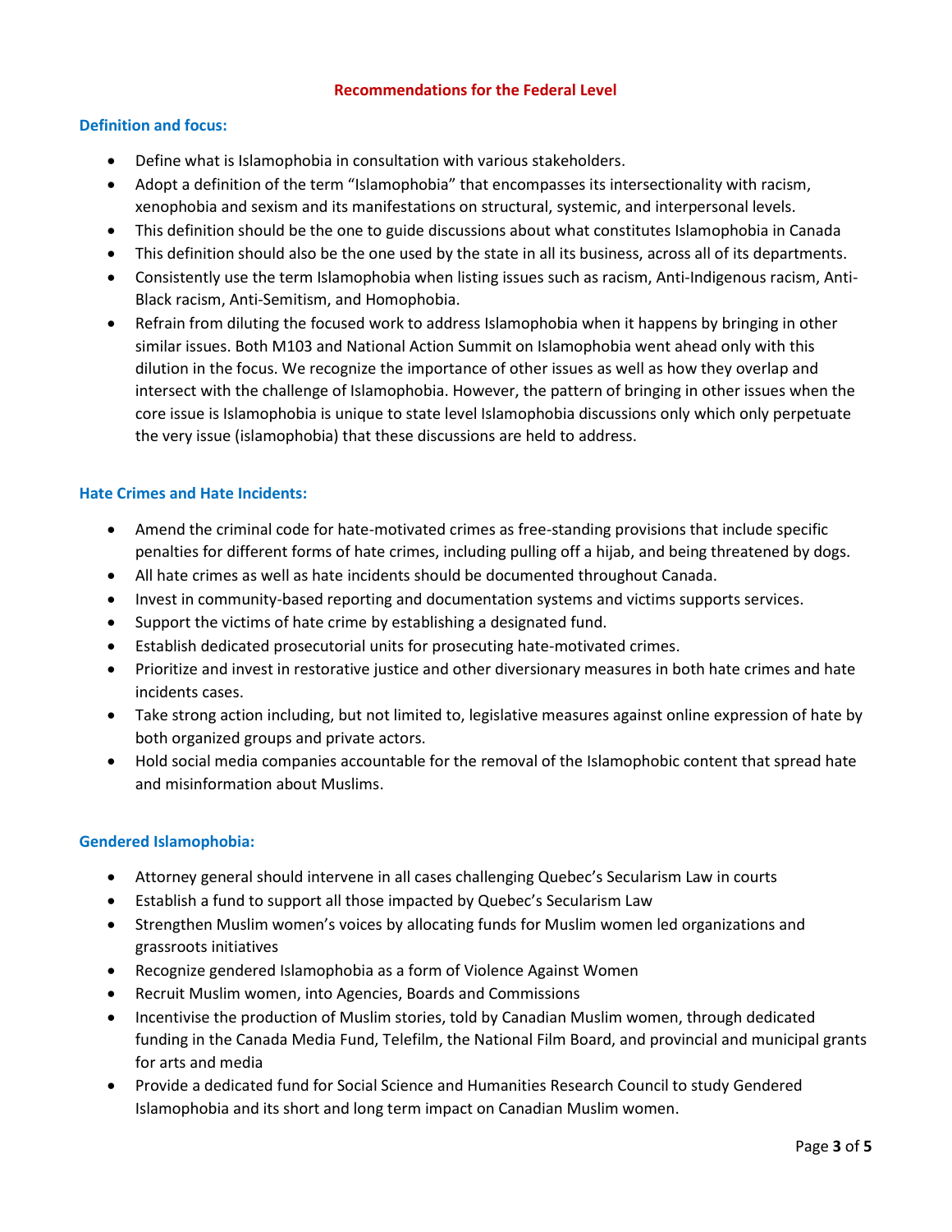## Recommendations for the Federal Level

### Definition and focus:

- Define what is Islamophobia in consultation with various stakeholders.
- Adopt a definition of the term "Islamophobia" that encompasses its intersectionality with racism, xenophobia and sexism and its manifestations on structural, systemic, and interpersonal levels.
- This definition should be the one to guide discussions about what constitutes Islamophobia in Canada
- This definition should also be the one used by the state in all its business, across all of its departments.
- Consistently use the term Islamophobia when listing issues such as racism, Anti-Indigenous racism, Anti-Black racism, Anti-Semitism, and Homophobia.
- Refrain from diluting the focused work to address Islamophobia when it happens by bringing in other similar issues. Both M103 and National Action Summit on Islamophobia went ahead only with this dilution in the focus. We recognize the importance of other issues as well as how they overlap and intersect with the challenge of Islamophobia. However, the pattern of bringing in other issues when the core issue is Islamophobia is unique to state level Islamophobia discussions only which only perpetuate the very issue (islamophobia) that these discussions are held to address.

### Hate Crimes and Hate Incidents:

- Amend the criminal code for hate-motivated crimes as free-standing provisions that include specific penalties for different forms of hate crimes, including pulling off a hijab, and being threatened by dogs.
- All hate crimes as well as hate incidents should be documented throughout Canada.
- Invest in community-based reporting and documentation systems and victims supports services.
- Support the victims of hate crime by establishing a designated fund.
- Establish dedicated prosecutorial units for prosecuting hate-motivated crimes.
- Prioritize and invest in restorative justice and other diversionary measures in both hate crimes and hate incidents cases.
- Take strong action including, but not limited to, legislative measures against online expression of hate by both organized groups and private actors.
- Hold social media companies accountable for the removal of the Islamophobic content that spread hate and misinformation about Muslims.

### Gendered Islamophobia:

- Attorney general should intervene in all cases challenging Quebec's Secularism Law in courts
- Establish a fund to support all those impacted by Quebec's Secularism Law
- Strengthen Muslim women's voices by allocating funds for Muslim women led organizations and grassroots initiatives
- Recognize gendered Islamophobia as a form of Violence Against Women
- Recruit Muslim women, into Agencies, Boards and Commissions
- Incentivise the production of Muslim stories, told by Canadian Muslim women, through dedicated funding in the Canada Media Fund, Telefilm, the National Film Board, and provincial and municipal grants for arts and media
- Provide a dedicated fund for Social Science and Humanities Research Council to study Gendered Islamophobia and its short and long term impact on Canadian Muslim women.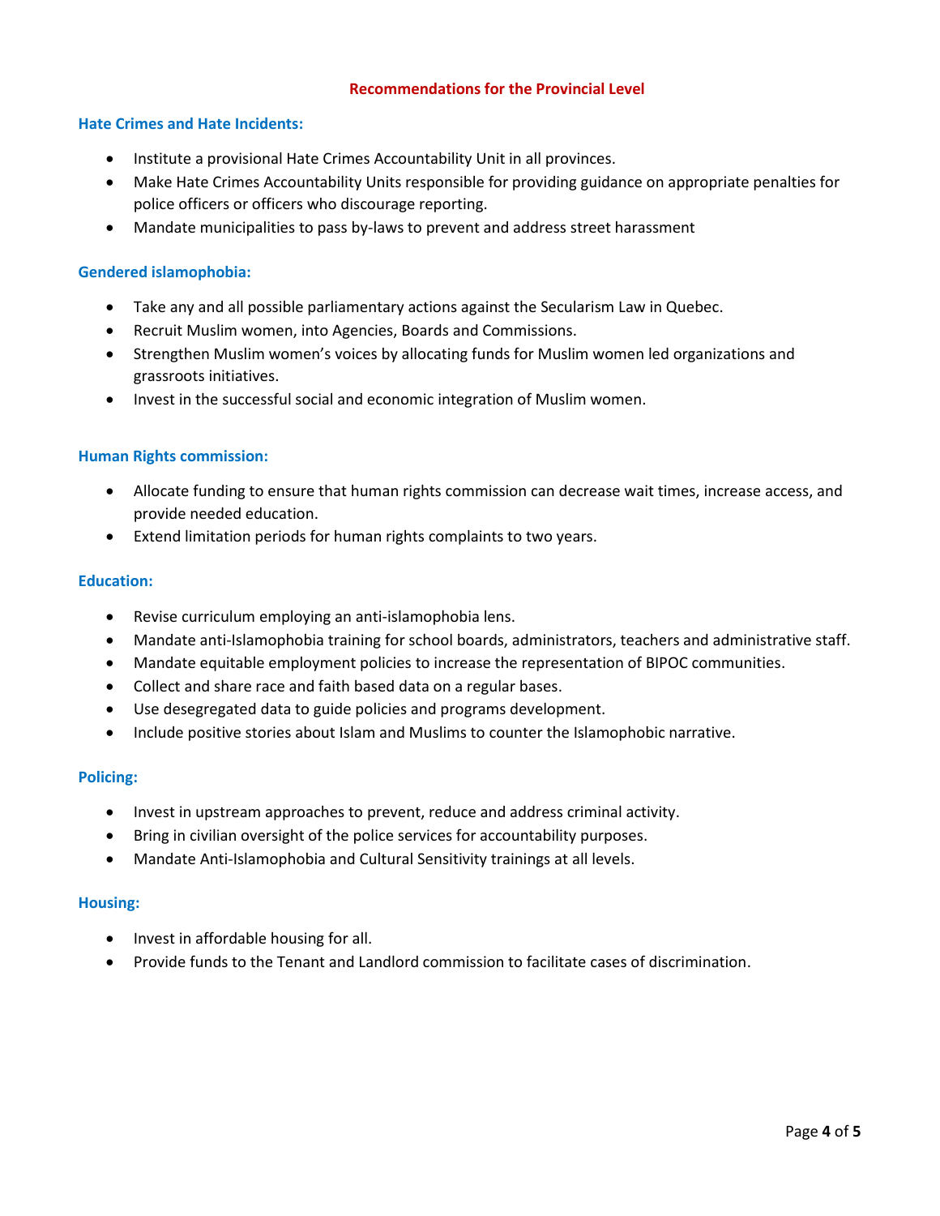## Recommendations for the Provincial Level

### Hate Crimes and Hate Incidents:

- Institute a provisional Hate Crimes Accountability Unit in all provinces.
- Make Hate Crimes Accountability Units responsible for providing guidance on appropriate penalties for police officers or officers who discourage reporting.
- Mandate municipalities to pass by-laws to prevent and address street harassment

### Gendered islamophobia:

- Take any and all possible parliamentary actions against the Secularism Law in Quebec.
- Recruit Muslim women, into Agencies, Boards and Commissions.
- Strengthen Muslim women's voices by allocating funds for Muslim women led organizations and grassroots initiatives.
- Invest in the successful social and economic integration of Muslim women.

### Human Rights commission:

- Allocate funding to ensure that human rights commission can decrease wait times, increase access, and provide needed education.
- Extend limitation periods for human rights complaints to two years.

### Education:

- Revise curriculum employing an anti-islamophobia lens.
- Mandate anti-Islamophobia training for school boards, administrators, teachers and administrative staff.
- Mandate equitable employment policies to increase the representation of BIPOC communities.
- Collect and share race and faith based data on a regular bases.
- Use desegregated data to guide policies and programs development.
- Include positive stories about Islam and Muslims to counter the Islamophobic narrative.

### Policing:

- Invest in upstream approaches to prevent, reduce and address criminal activity.
- Bring in civilian oversight of the police services for accountability purposes.
- Mandate Anti-Islamophobia and Cultural Sensitivity trainings at all levels.

### Housing:

- Invest in affordable housing for all.
- Provide funds to the Tenant and Landlord commission to facilitate cases of discrimination.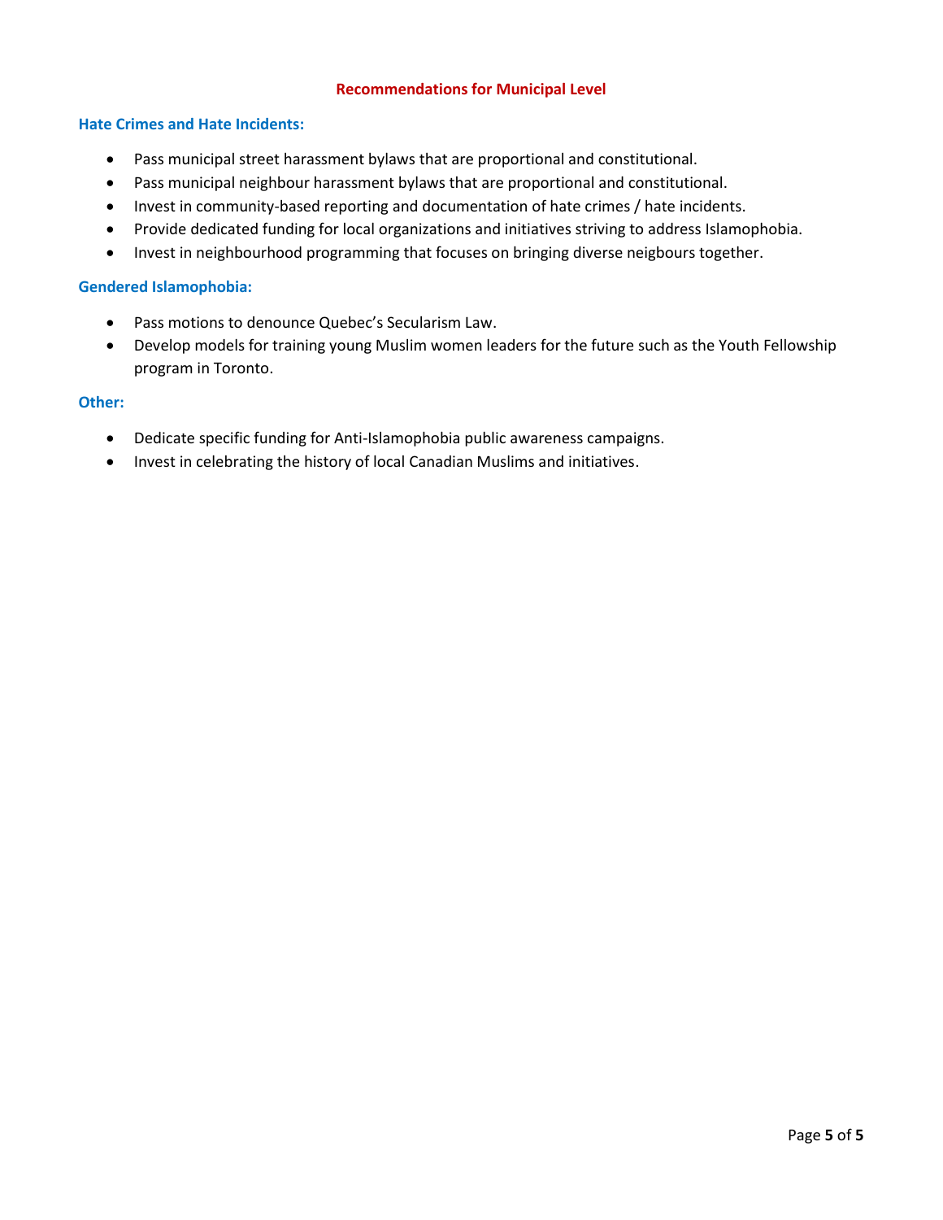## Recommendations for Municipal Level

### Hate Crimes and Hate Incidents:

- Pass municipal street harassment bylaws that are proportional and constitutional.
- Pass municipal neighbour harassment bylaws that are proportional and constitutional.
- Invest in community-based reporting and documentation of hate crimes / hate incidents.
- Provide dedicated funding for local organizations and initiatives striving to address Islamophobia.
- Invest in neighbourhood programming that focuses on bringing diverse neigbours together.

### Gendered Islamophobia:

- Pass motions to denounce Quebec's Secularism Law.
- Develop models for training young Muslim women leaders for the future such as the Youth Fellowship program in Toronto.

### Other:

- Dedicate specific funding for Anti-Islamophobia public awareness campaigns.
- Invest in celebrating the history of local Canadian Muslims and initiatives.